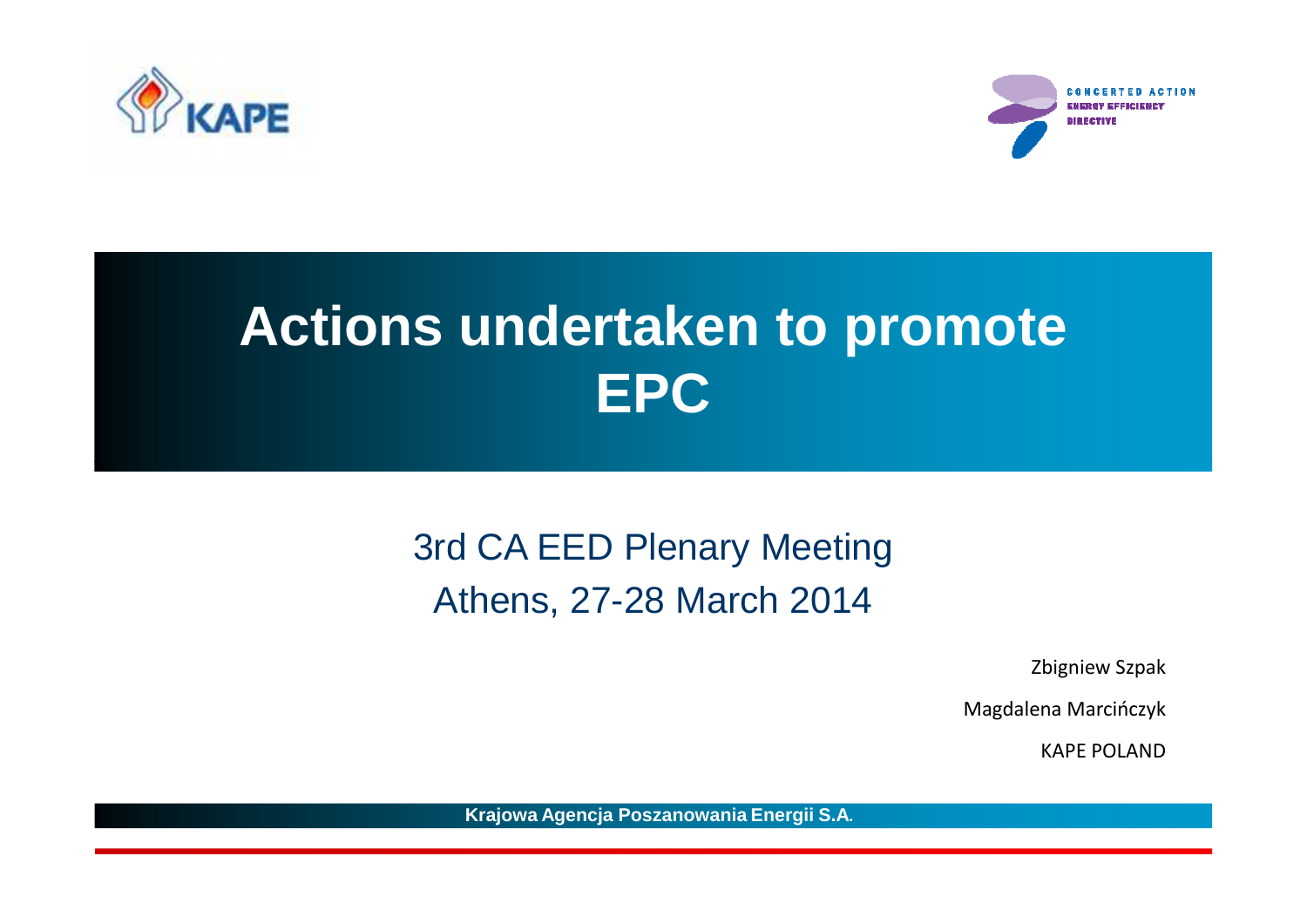# Actions undertaken to promote EPC

3rd CA EED Plenary Meeting
Athens, 27-28 March 2014

Zbigniew Szpak

Magdalena Marcińczyk

KAPE POLAND

**Krajowa Agencja Poszanowania Energii S.A.**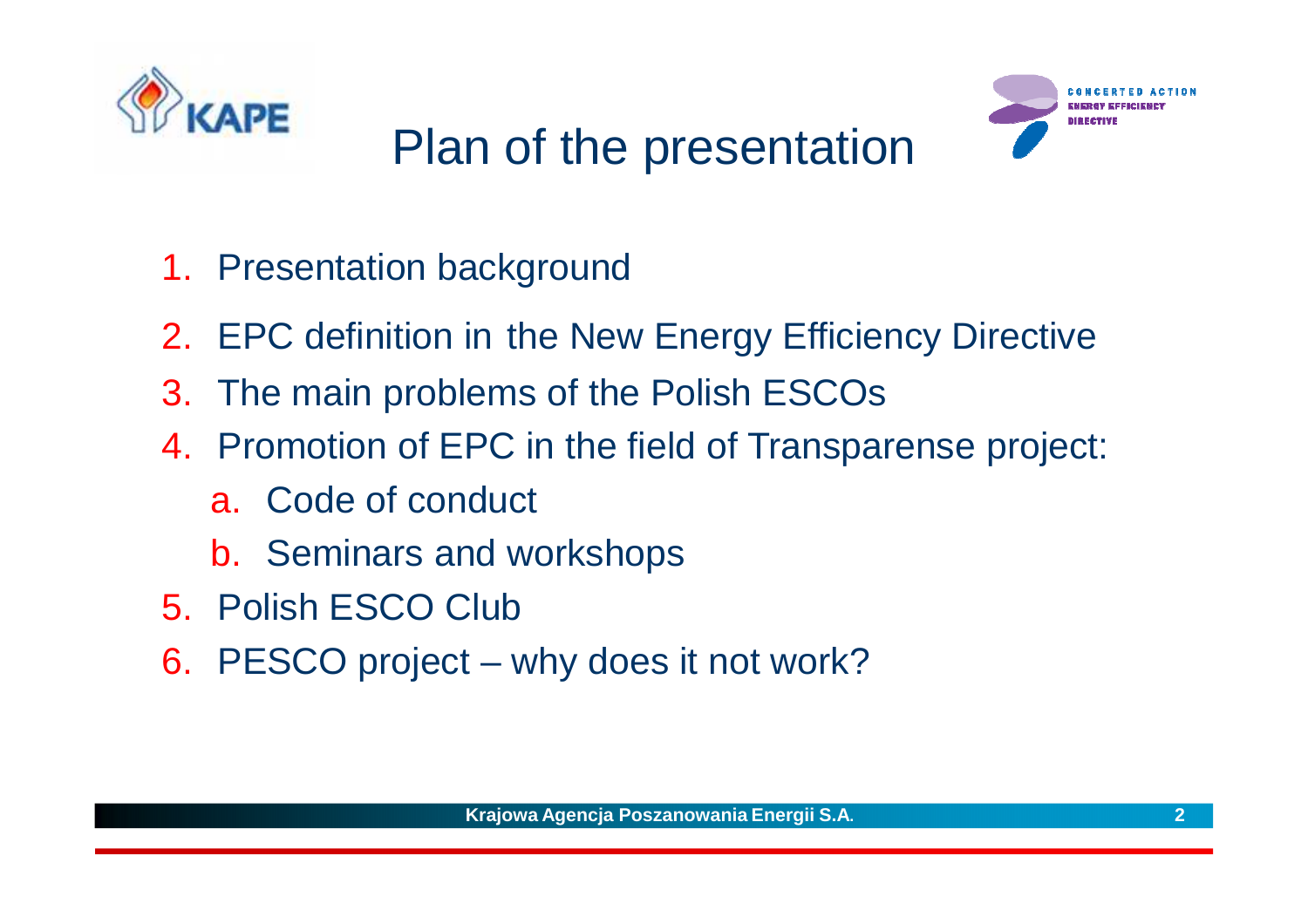# Plan of the presentation

1. Presentation background
2. EPC definition in the New Energy Efficiency Directive
3. The main problems of the Polish ESCOs
4. Promotion of EPC in the field of Transparense project:
   a. Code of conduct
   b. Seminars and workshops
5. Polish ESCO Club
6. PESCO project – why does it not work?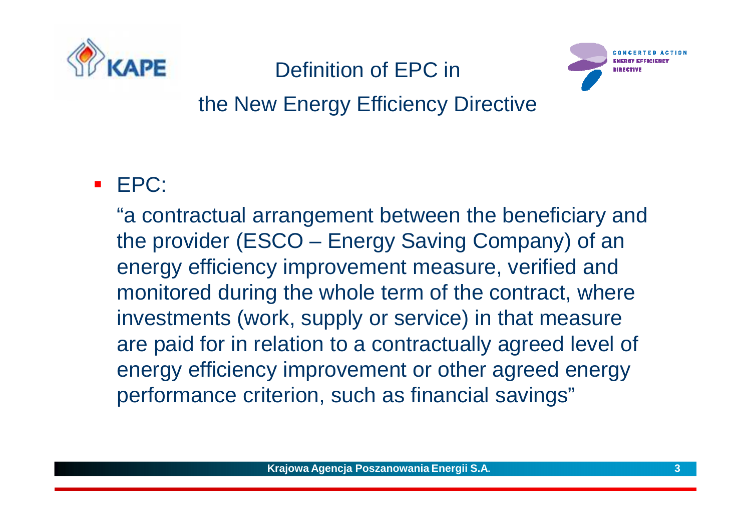# Definition of EPC in the New Energy Efficiency Directive

- EPC:

  "a contractual arrangement between the beneficiary and the provider (ESCO – Energy Saving Company) of an energy efficiency improvement measure, verified and monitored during the whole term of the contract, where investments (work, supply or service) in that measure are paid for in relation to a contractually agreed level of energy efficiency improvement or other agreed energy performance criterion, such as financial savings"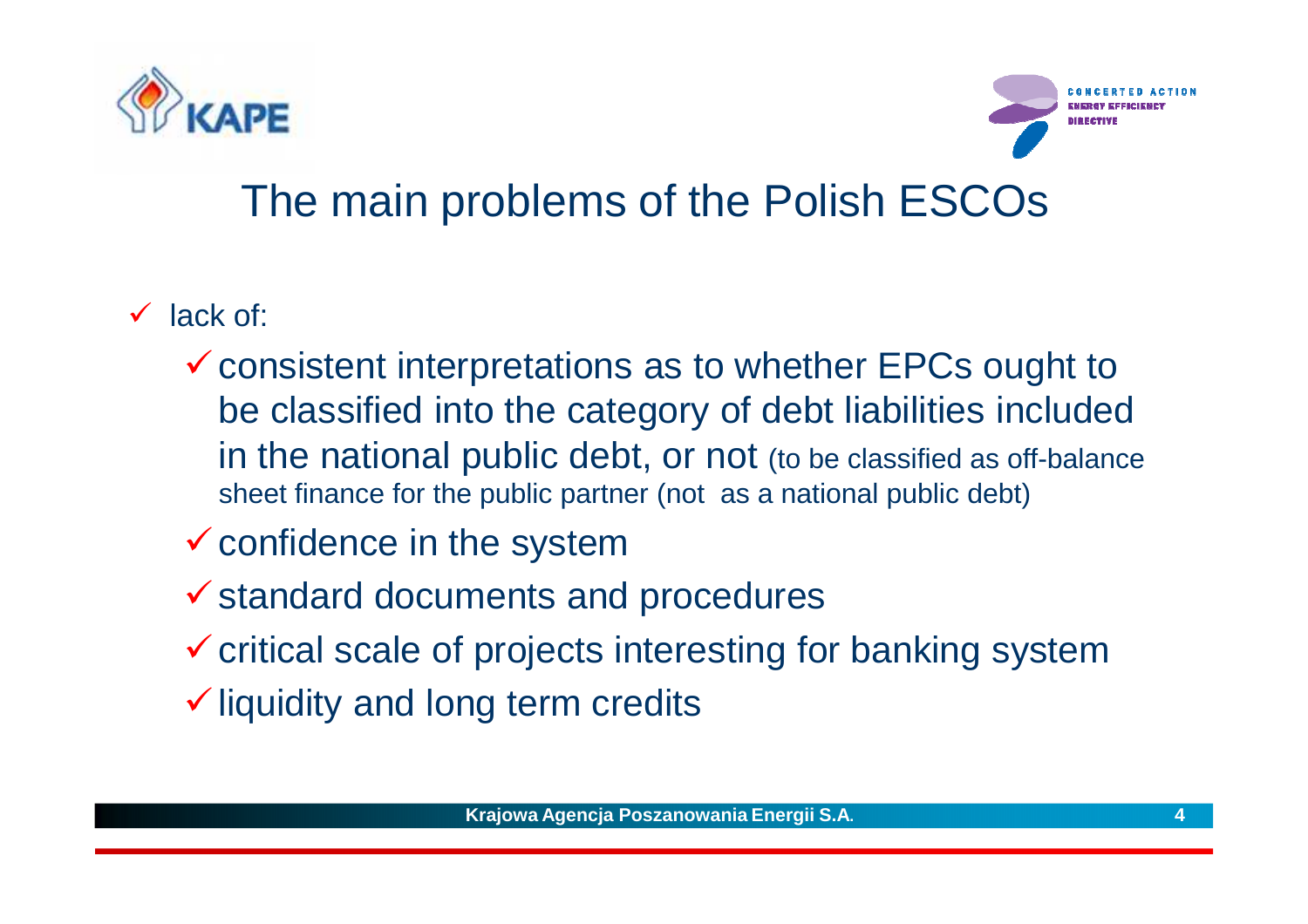# The main problems of the Polish ESCOs

- lack of:
  - consistent interpretations as to whether EPCs ought to be classified into the category of debt liabilities included in the national public debt, or not (to be classified as off-balance sheet finance for the public partner (not as a national public debt)
  - confidence in the system
  - standard documents and procedures
  - critical scale of projects interesting for banking system
  - liquidity and long term credits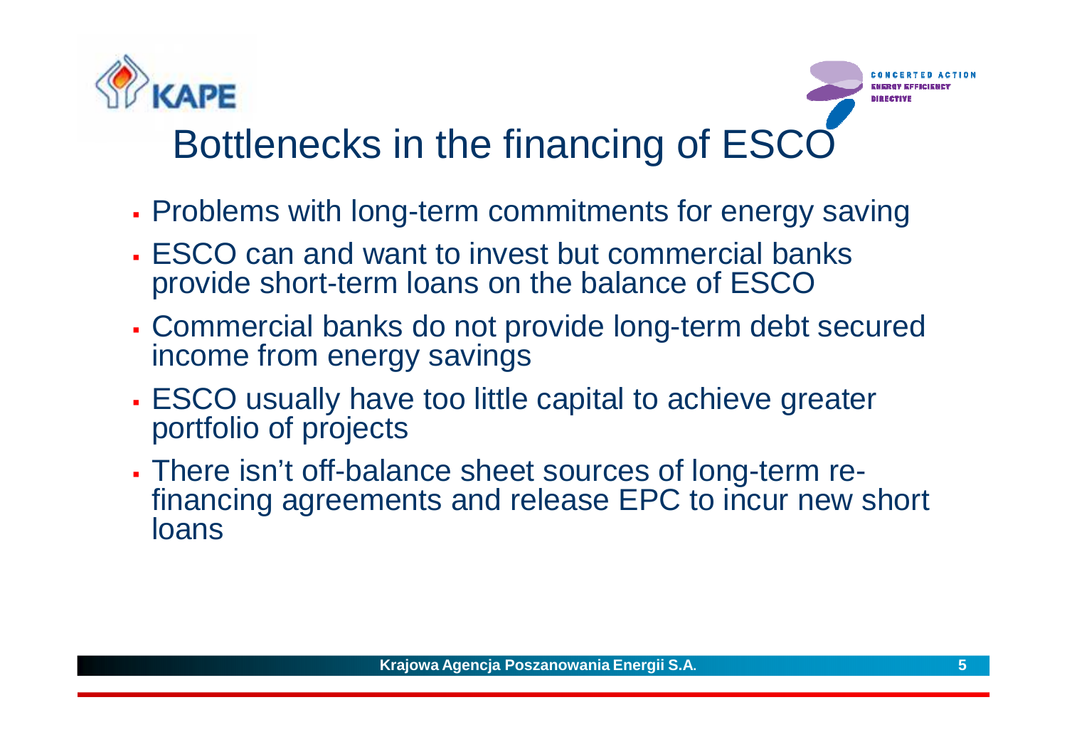# Bottlenecks in the financing of ESCO

- Problems with long-term commitments for energy saving
- ESCO can and want to invest but commercial banks provide short-term loans on the balance of ESCO
- Commercial banks do not provide long-term debt secured income from energy savings
- ESCO usually have too little capital to achieve greater portfolio of projects
- There isn't off-balance sheet sources of long-term re-financing agreements and release EPC to incur new short loans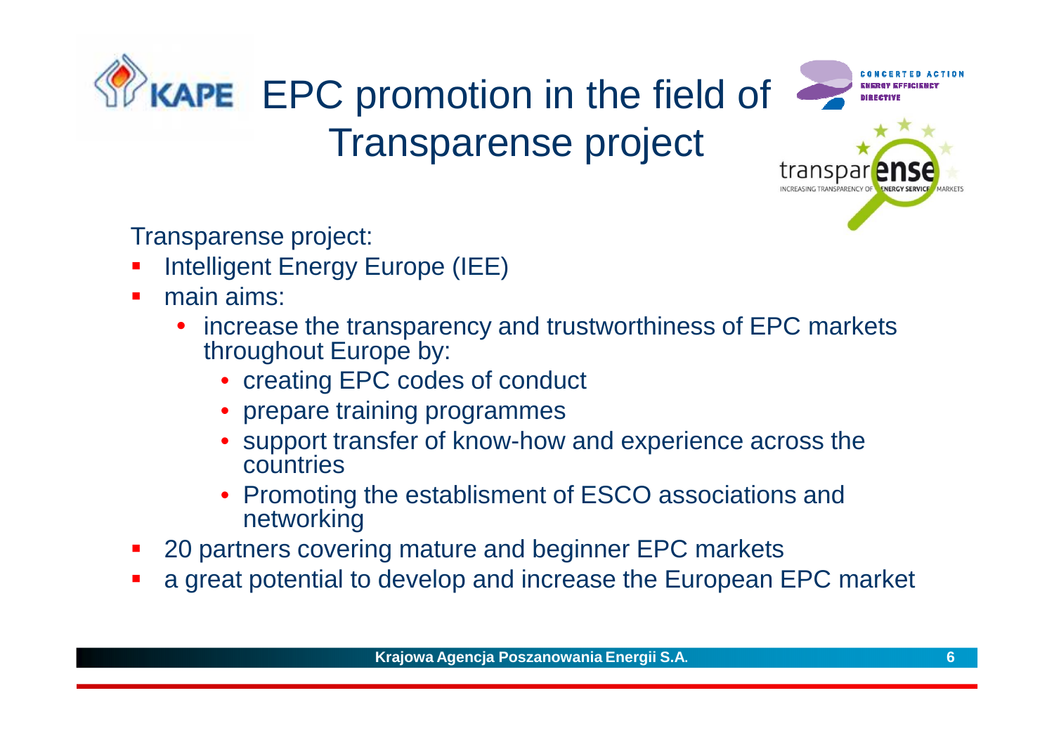# EPC promotion in the field of Transparense project

Transparense project:

- Intelligent Energy Europe (IEE)
- main aims:
  - increase the transparency and trustworthiness of EPC markets throughout Europe by:
    - creating EPC codes of conduct
    - prepare training programmes
    - support transfer of know-how and experience across the countries
    - Promoting the establisment of ESCO associations and networking
- 20 partners covering mature and beginner EPC markets
- a great potential to develop and increase the European EPC market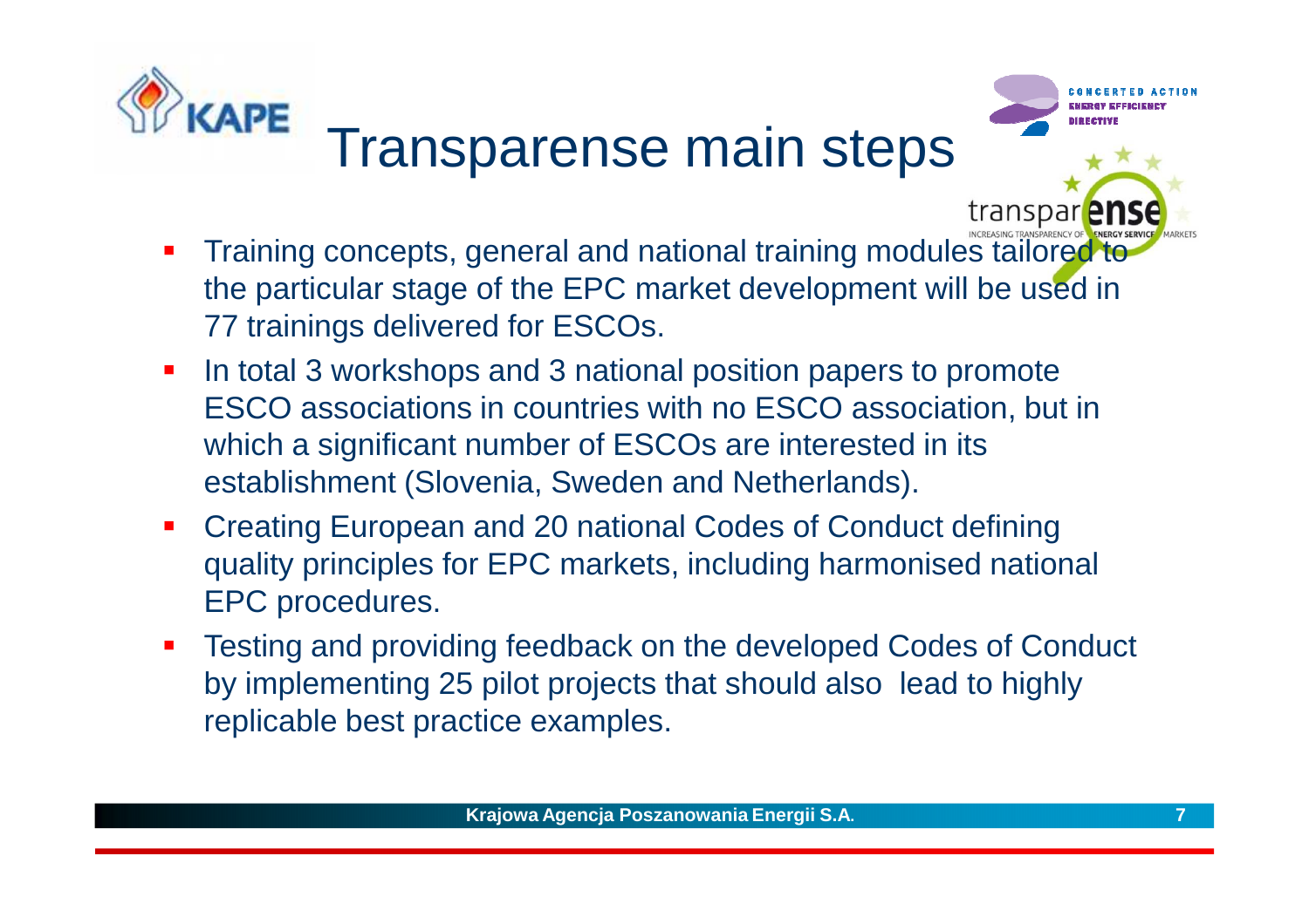# Transparense main steps

- Training concepts, general and national training modules tailored to the particular stage of the EPC market development will be used in 77 trainings delivered for ESCOs.
- In total 3 workshops and 3 national position papers to promote ESCO associations in countries with no ESCO association, but in which a significant number of ESCOs are interested in its establishment (Slovenia, Sweden and Netherlands).
- Creating European and 20 national Codes of Conduct defining quality principles for EPC markets, including harmonised national EPC procedures.
- Testing and providing feedback on the developed Codes of Conduct by implementing 25 pilot projects that should also lead to highly replicable best practice examples.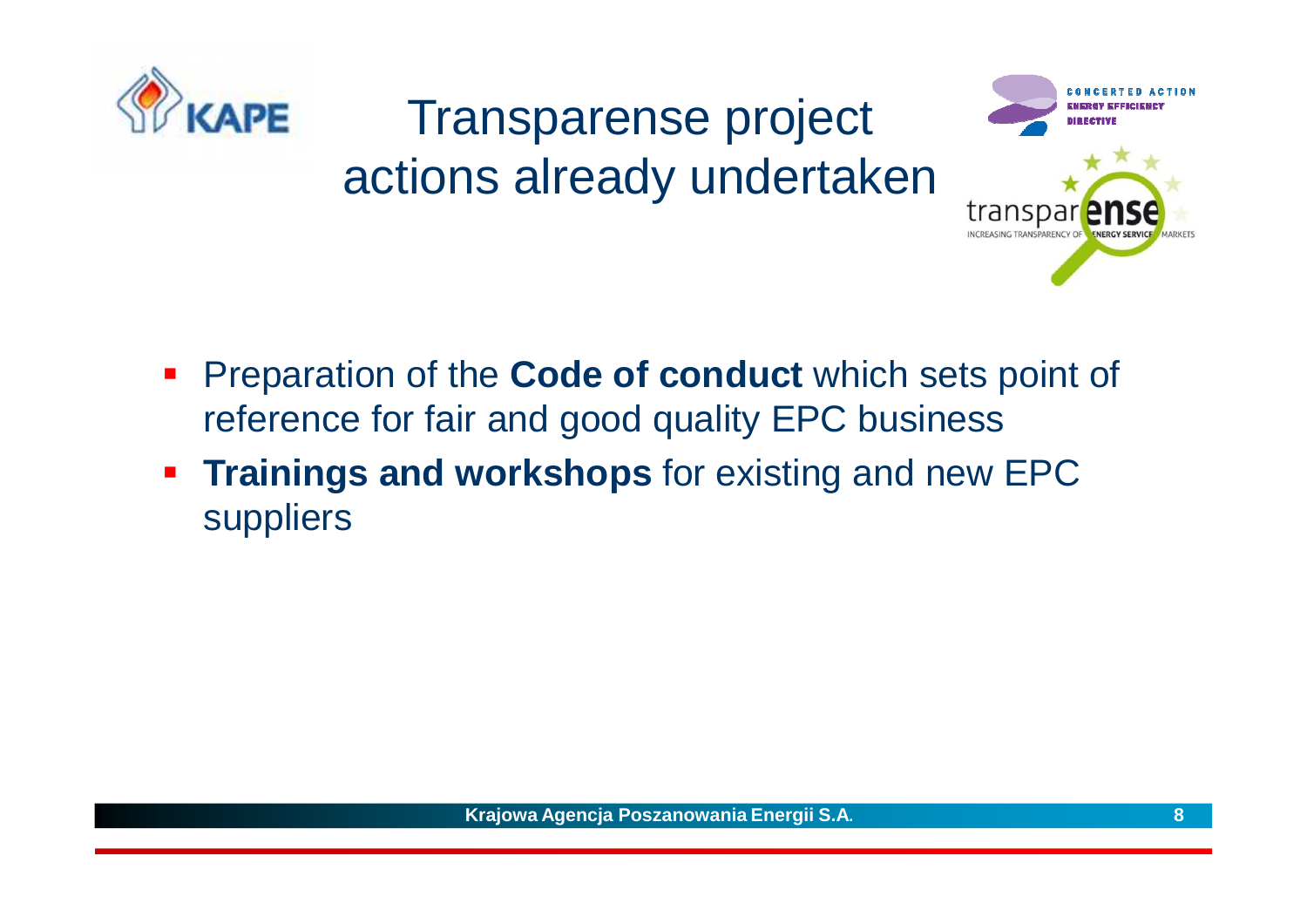# Transparense project actions already undertaken

- Preparation of the **Code of conduct** which sets point of reference for fair and good quality EPC business
- **Trainings and workshops** for existing and new EPC suppliers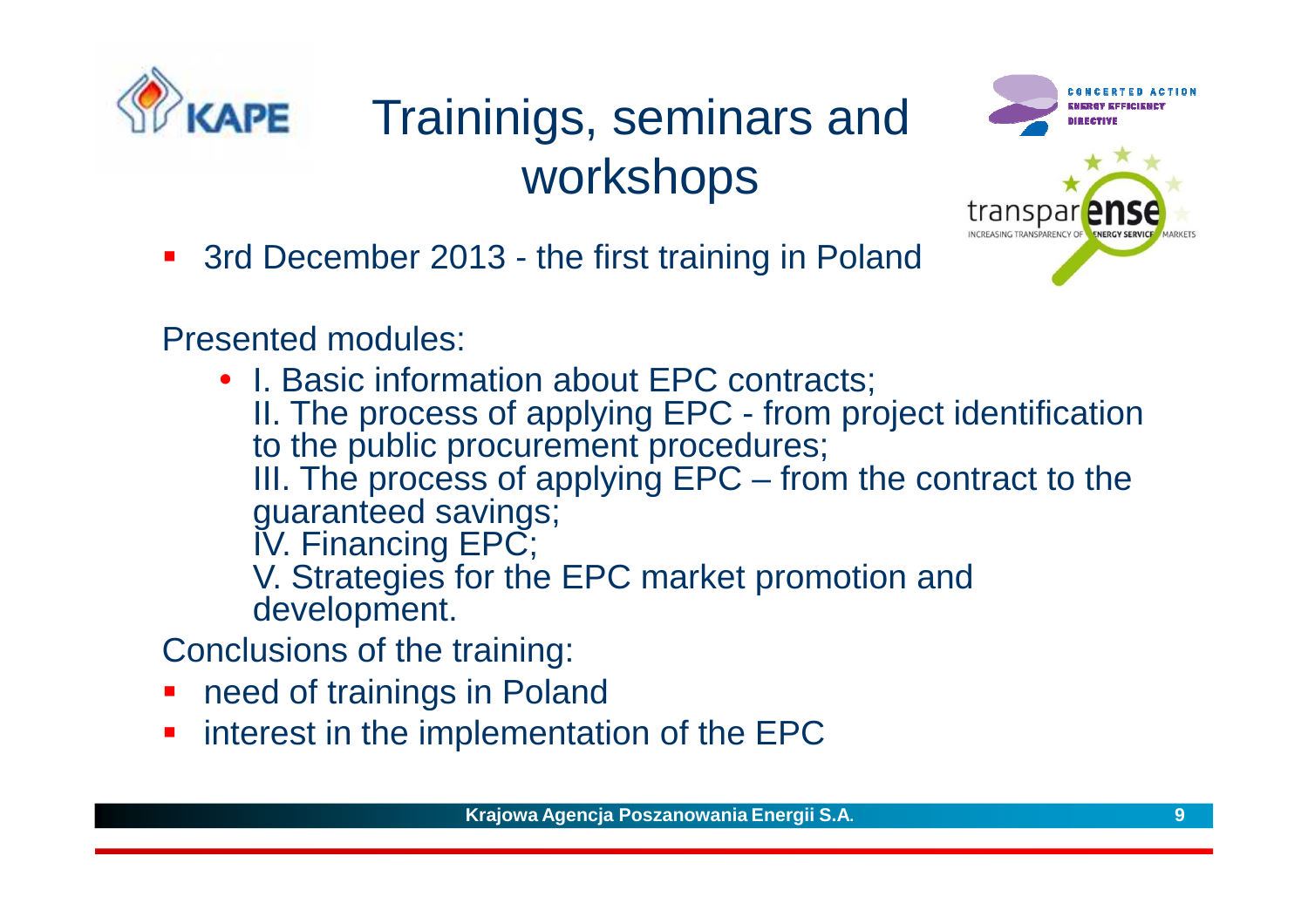# Traininigs, seminars and workshops

- 3rd December 2013 - the first training in Poland

Presented modules:

- I. Basic information about EPC contracts;
  II. The process of applying EPC - from project identification to the public procurement procedures;
  III. The process of applying EPC – from the contract to the guaranteed savings;
  IV. Financing EPC;
  V. Strategies for the EPC market promotion and development.

Conclusions of the training:

- need of trainings in Poland
- interest in the implementation of the EPC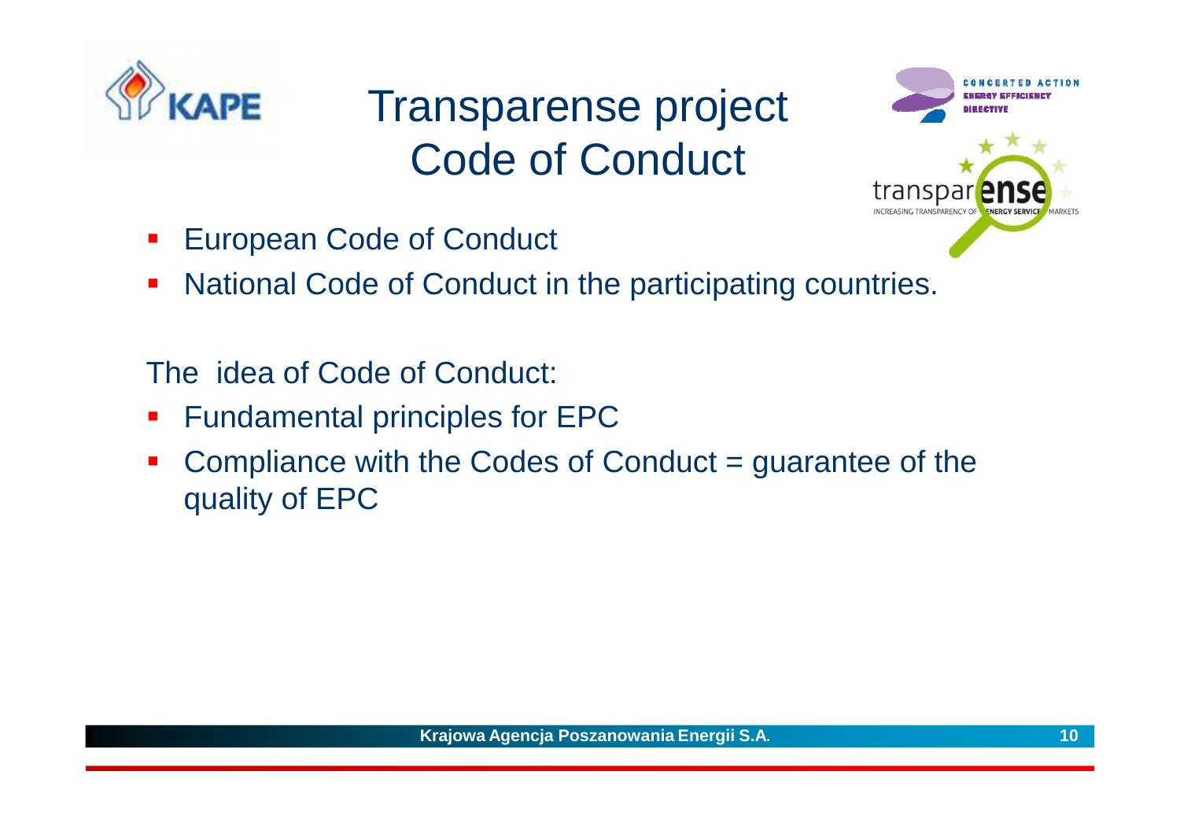# Transparense project Code of Conduct

- European Code of Conduct
- National Code of Conduct in the participating countries.

The idea of Code of Conduct:

- Fundamental principles for EPC
- Compliance with the Codes of Conduct = guarantee of the quality of EPC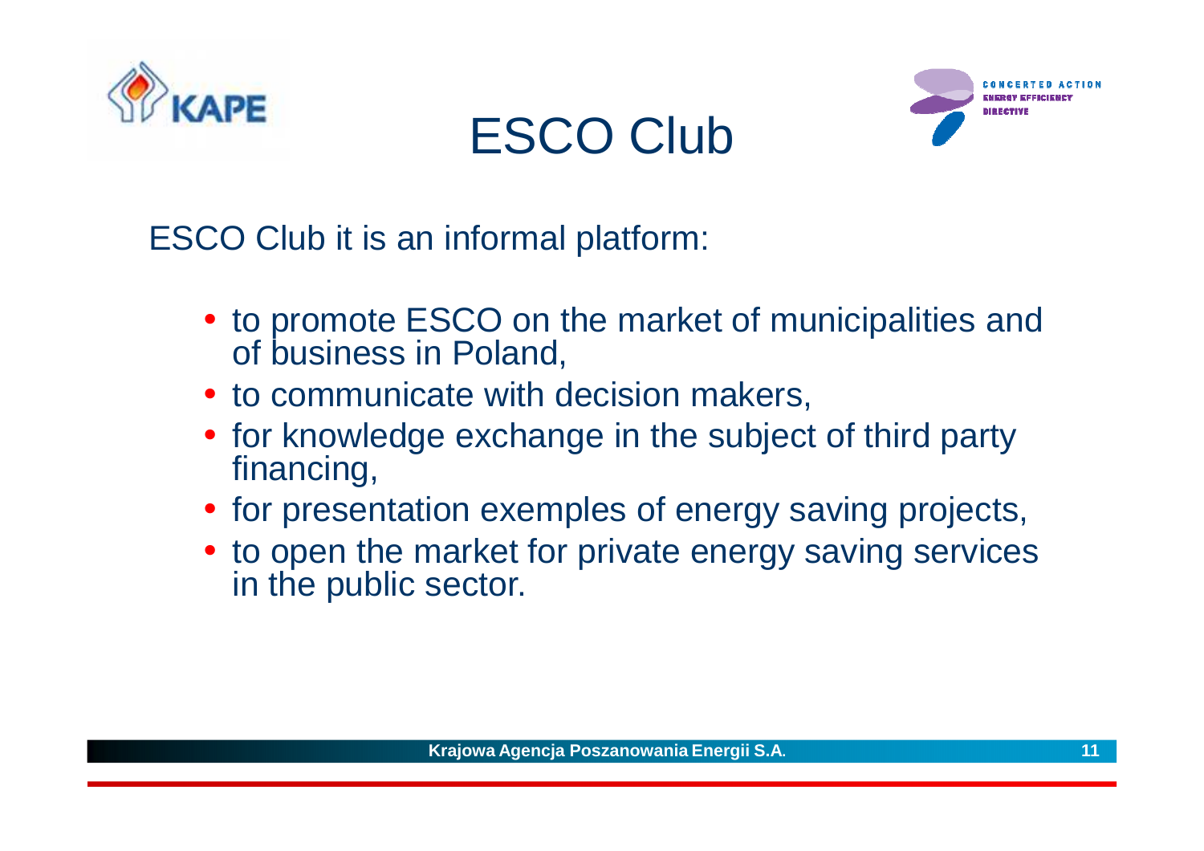# ESCO Club

ESCO Club it is an informal platform:

- to promote ESCO on the market of municipalities and of business in Poland,
- to communicate with decision makers,
- for knowledge exchange in the subject of third party financing,
- for presentation exemples of energy saving projects,
- to open the market for private energy saving services in the public sector.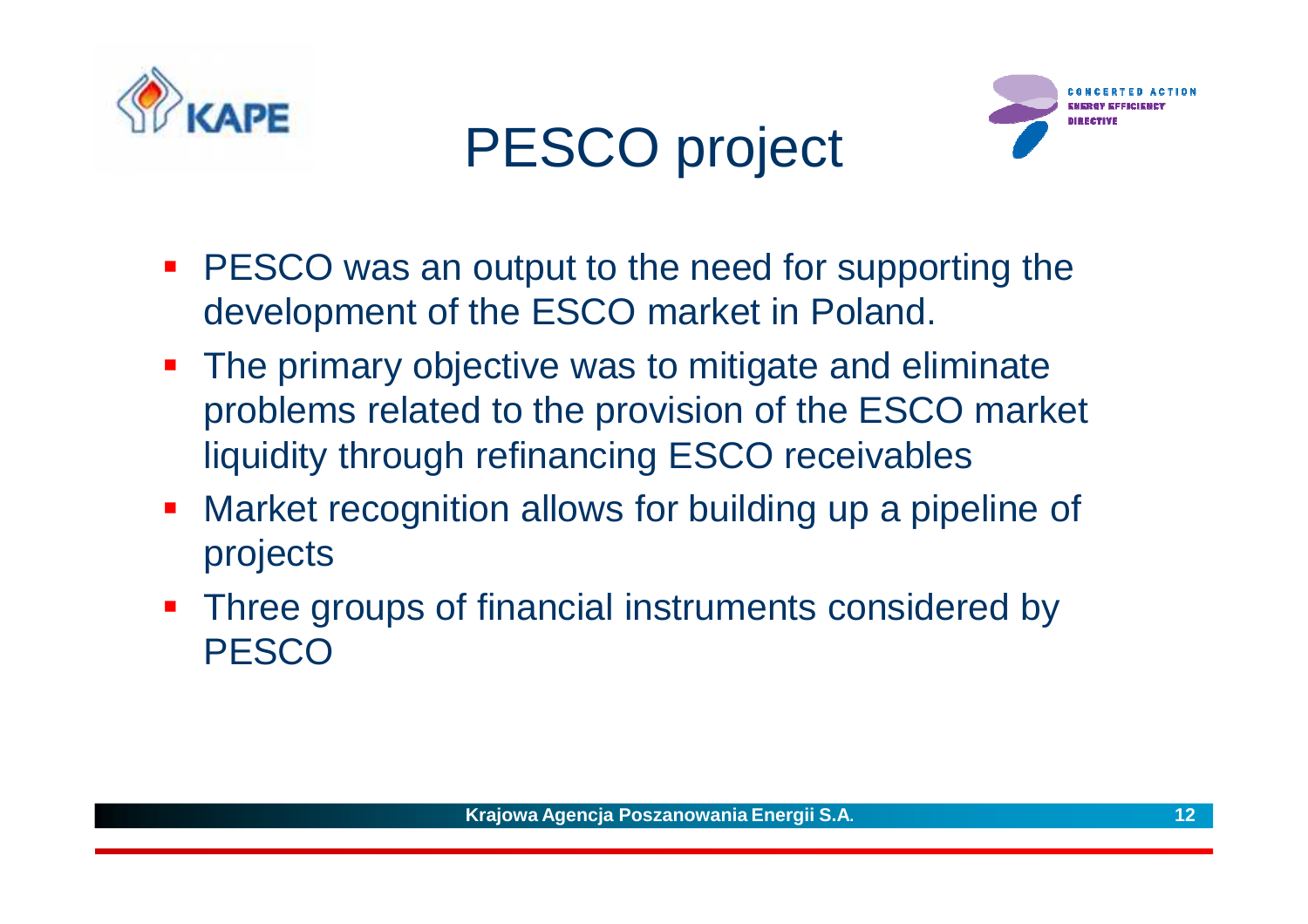# PESCO project

- PESCO was an output to the need for supporting the development of the ESCO market in Poland.
- The primary objective was to mitigate and eliminate problems related to the provision of the ESCO market liquidity through refinancing ESCO receivables
- Market recognition allows for building up a pipeline of projects
- Three groups of financial instruments considered by PESCO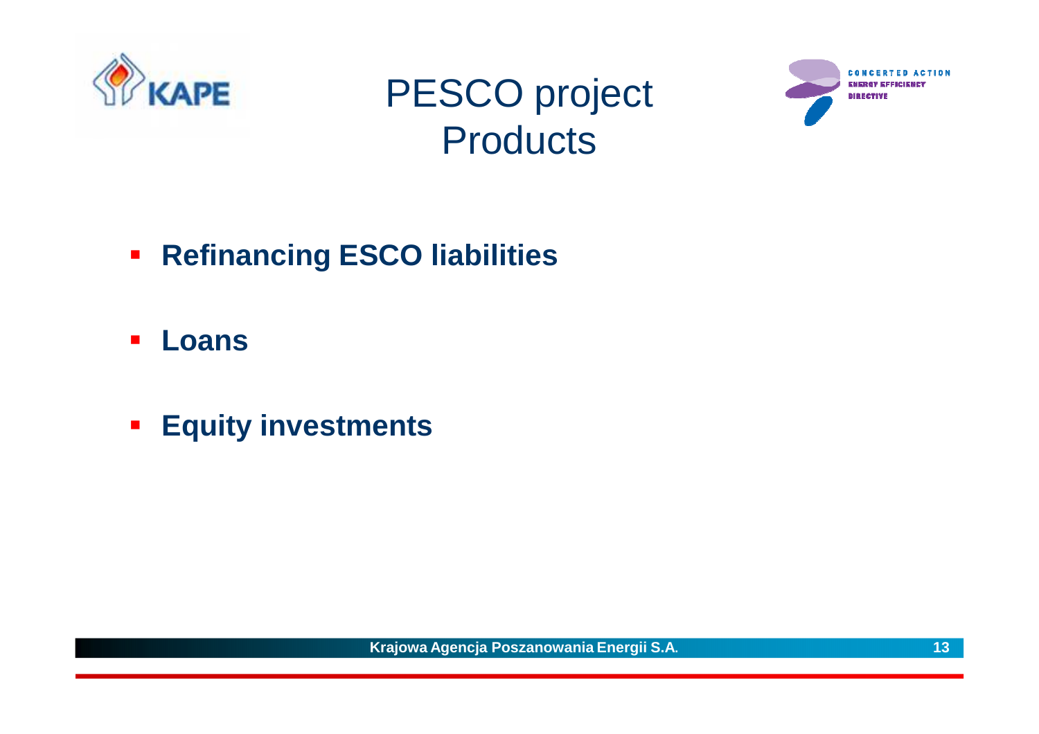# PESCO project Products

- **Refinancing ESCO liabilities**
- **Loans**
- **Equity investments**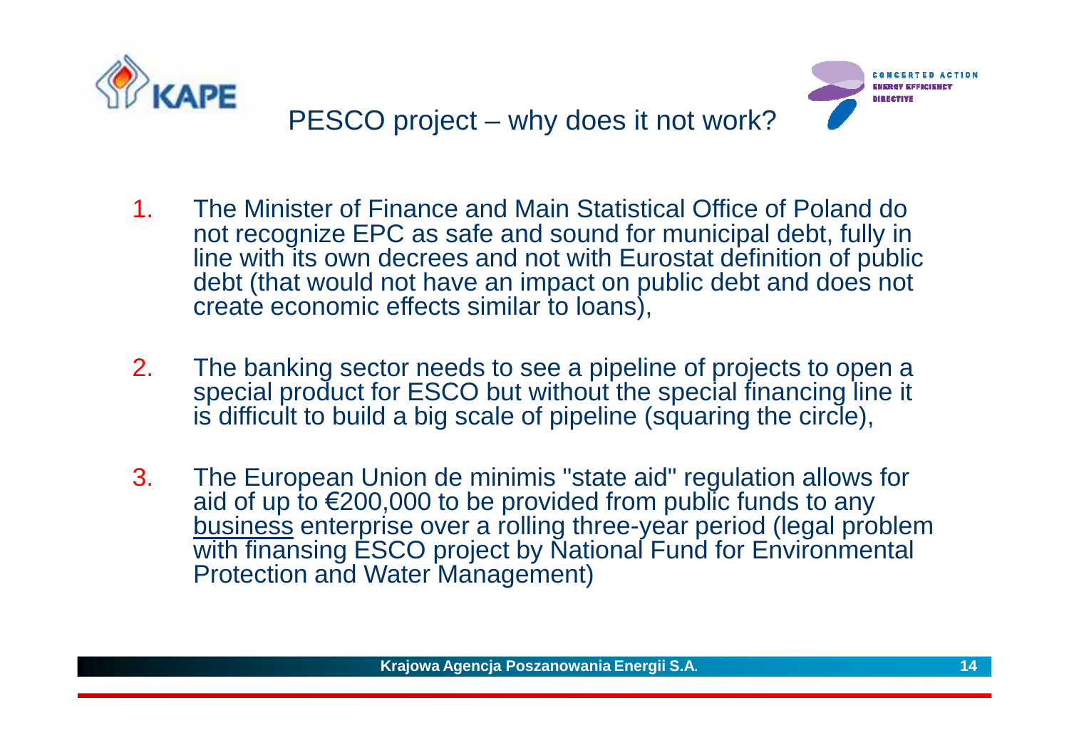# PESCO project – why does it not work?

1. The Minister of Finance and Main Statistical Office of Poland do not recognize EPC as safe and sound for municipal debt, fully in line with its own decrees and not with Eurostat definition of public debt (that would not have an impact on public debt and does not create economic effects similar to loans),

2. The banking sector needs to see a pipeline of projects to open a special product for ESCO but without the special financing line it is difficult to build a big scale of pipeline (squaring the circle),

3. The European Union de minimis "state aid" regulation allows for aid of up to €200,000 to be provided from public funds to any <u>business</u> enterprise over a rolling three-year period (legal problem with finansing ESCO project by National Fund for Environmental Protection and Water Management)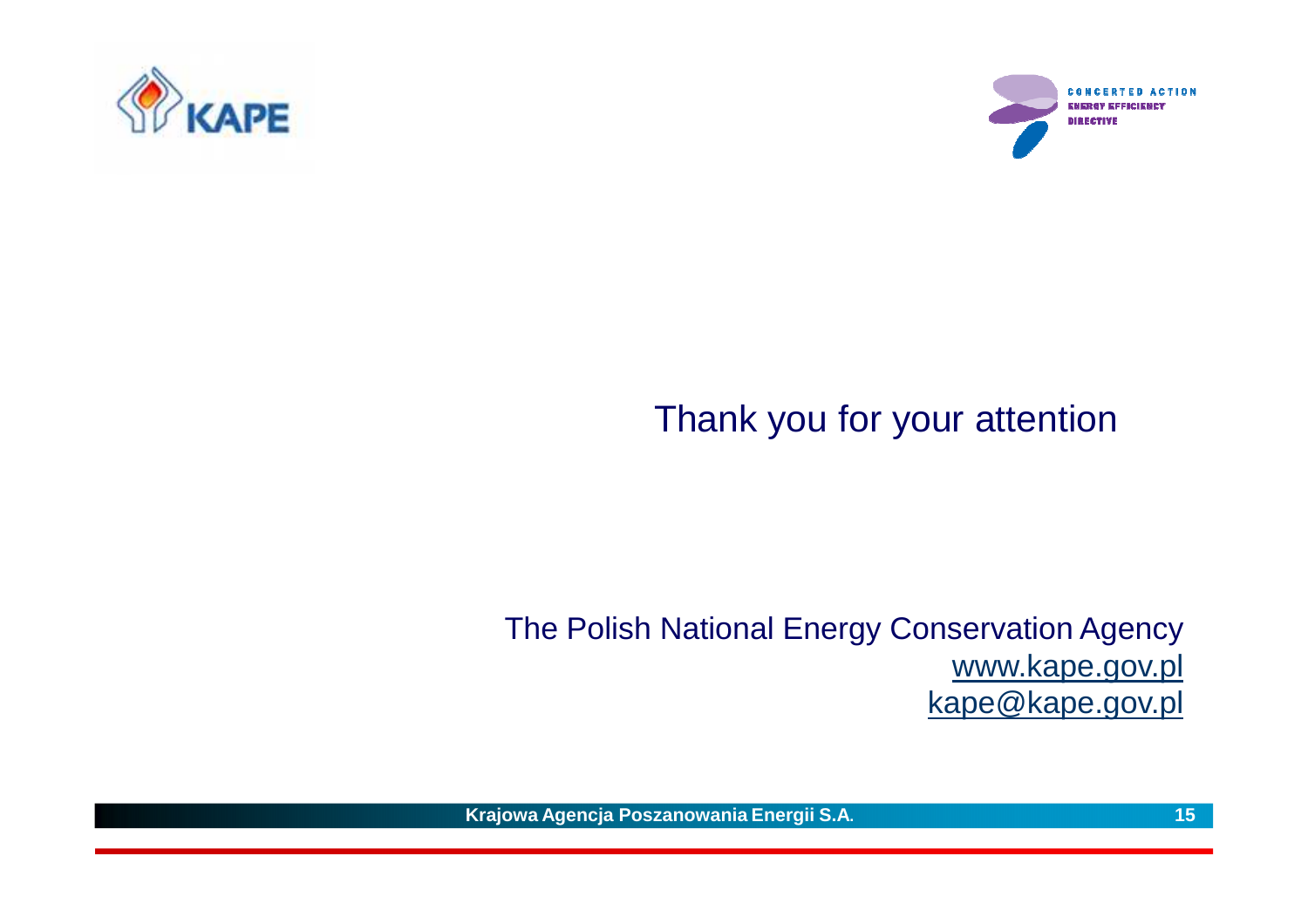Thank you for your attention

The Polish National Energy Conservation Agency
www.kape.gov.pl
kape@kape.gov.pl